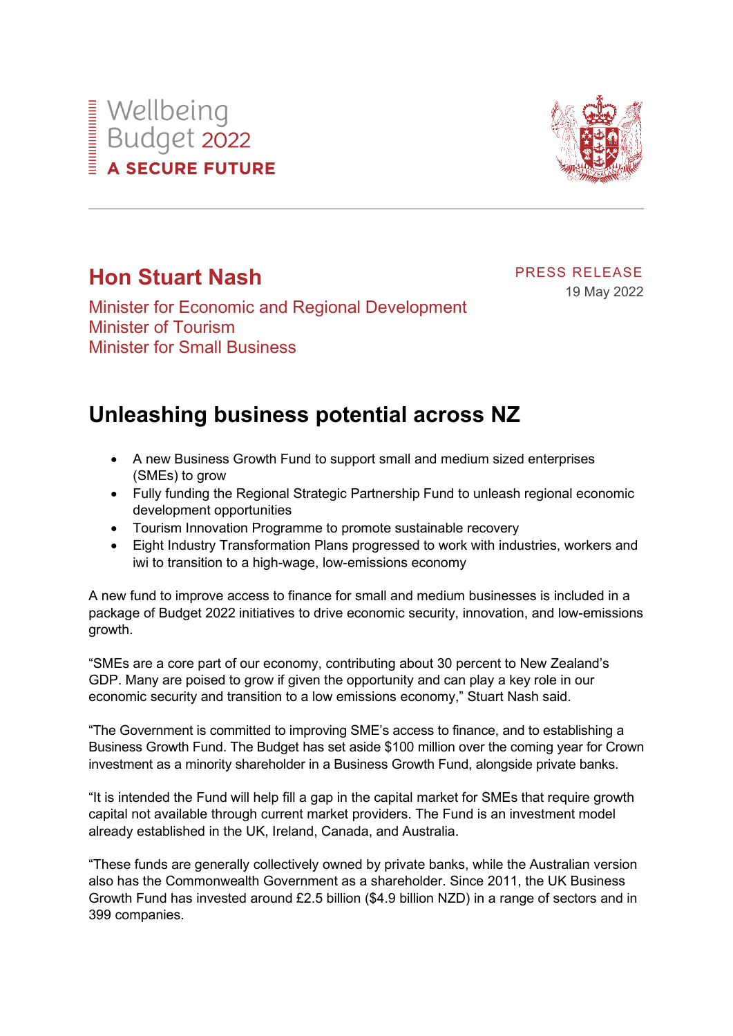Wellbeing Budget 2022
**A SECURE FUTURE**

# Hon Stuart Nash

Minister for Economic and Regional Development
Minister of Tourism
Minister for Small Business

PRESS RELEASE
19 May 2022

## Unleashing business potential across NZ

- A new Business Growth Fund to support small and medium sized enterprises (SMEs) to grow
- Fully funding the Regional Strategic Partnership Fund to unleash regional economic development opportunities
- Tourism Innovation Programme to promote sustainable recovery
- Eight Industry Transformation Plans progressed to work with industries, workers and iwi to transition to a high-wage, low-emissions economy

A new fund to improve access to finance for small and medium businesses is included in a package of Budget 2022 initiatives to drive economic security, innovation, and low-emissions growth.

"SMEs are a core part of our economy, contributing about 30 percent to New Zealand's GDP. Many are poised to grow if given the opportunity and can play a key role in our economic security and transition to a low emissions economy," Stuart Nash said.

"The Government is committed to improving SME's access to finance, and to establishing a Business Growth Fund. The Budget has set aside $100 million over the coming year for Crown investment as a minority shareholder in a Business Growth Fund, alongside private banks.

"It is intended the Fund will help fill a gap in the capital market for SMEs that require growth capital not available through current market providers. The Fund is an investment model already established in the UK, Ireland, Canada, and Australia.

"These funds are generally collectively owned by private banks, while the Australian version also has the Commonwealth Government as a shareholder. Since 2011, the UK Business Growth Fund has invested around £2.5 billion ($4.9 billion NZD) in a range of sectors and in 399 companies.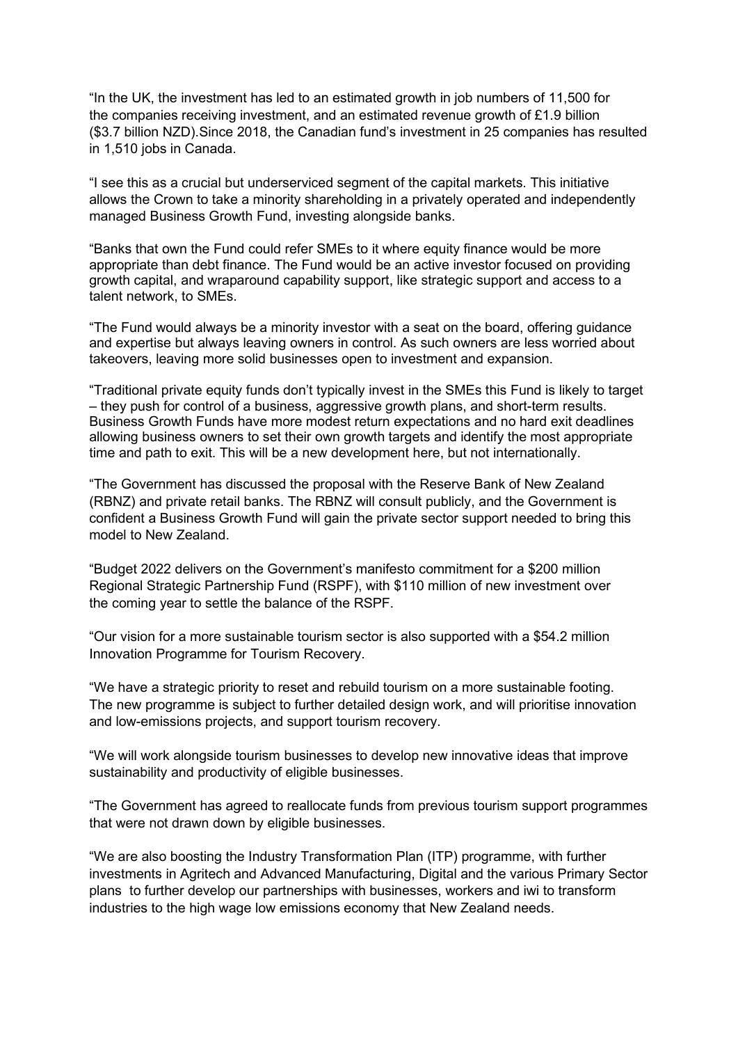"In the UK, the investment has led to an estimated growth in job numbers of 11,500 for the companies receiving investment, and an estimated revenue growth of £1.9 billion ($3.7 billion NZD).Since 2018, the Canadian fund's investment in 25 companies has resulted in 1,510 jobs in Canada.

"I see this as a crucial but underserviced segment of the capital markets. This initiative allows the Crown to take a minority shareholding in a privately operated and independently managed Business Growth Fund, investing alongside banks.

"Banks that own the Fund could refer SMEs to it where equity finance would be more appropriate than debt finance. The Fund would be an active investor focused on providing growth capital, and wraparound capability support, like strategic support and access to a talent network, to SMEs.

"The Fund would always be a minority investor with a seat on the board, offering guidance and expertise but always leaving owners in control. As such owners are less worried about takeovers, leaving more solid businesses open to investment and expansion.

"Traditional private equity funds don't typically invest in the SMEs this Fund is likely to target – they push for control of a business, aggressive growth plans, and short-term results. Business Growth Funds have more modest return expectations and no hard exit deadlines allowing business owners to set their own growth targets and identify the most appropriate time and path to exit. This will be a new development here, but not internationally.

"The Government has discussed the proposal with the Reserve Bank of New Zealand (RBNZ) and private retail banks. The RBNZ will consult publicly, and the Government is confident a Business Growth Fund will gain the private sector support needed to bring this model to New Zealand.

"Budget 2022 delivers on the Government's manifesto commitment for a $200 million Regional Strategic Partnership Fund (RSPF), with $110 million of new investment over the coming year to settle the balance of the RSPF.

"Our vision for a more sustainable tourism sector is also supported with a $54.2 million Innovation Programme for Tourism Recovery.

"We have a strategic priority to reset and rebuild tourism on a more sustainable footing. The new programme is subject to further detailed design work, and will prioritise innovation and low-emissions projects, and support tourism recovery.

"We will work alongside tourism businesses to develop new innovative ideas that improve sustainability and productivity of eligible businesses.

"The Government has agreed to reallocate funds from previous tourism support programmes that were not drawn down by eligible businesses.

"We are also boosting the Industry Transformation Plan (ITP) programme, with further investments in Agritech and Advanced Manufacturing, Digital and the various Primary Sector plans to further develop our partnerships with businesses, workers and iwi to transform industries to the high wage low emissions economy that New Zealand needs.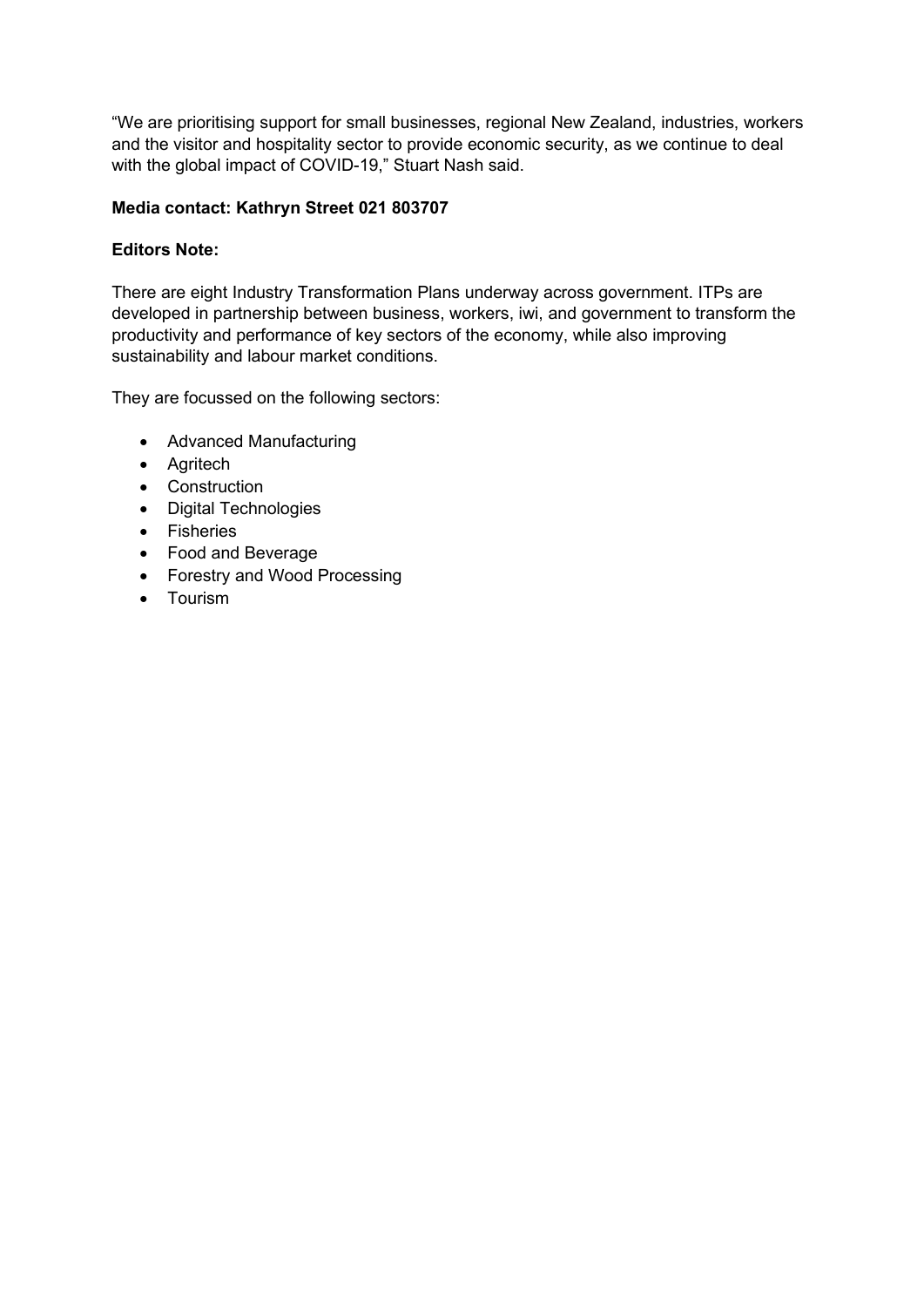"We are prioritising support for small businesses, regional New Zealand, industries, workers and the visitor and hospitality sector to provide economic security, as we continue to deal with the global impact of COVID-19," Stuart Nash said.

**Media contact: Kathryn Street 021 803707**

**Editors Note:**

There are eight Industry Transformation Plans underway across government. ITPs are developed in partnership between business, workers, iwi, and government to transform the productivity and performance of key sectors of the economy, while also improving sustainability and labour market conditions.

They are focussed on the following sectors:

- Advanced Manufacturing
- Agritech
- Construction
- Digital Technologies
- Fisheries
- Food and Beverage
- Forestry and Wood Processing
- Tourism